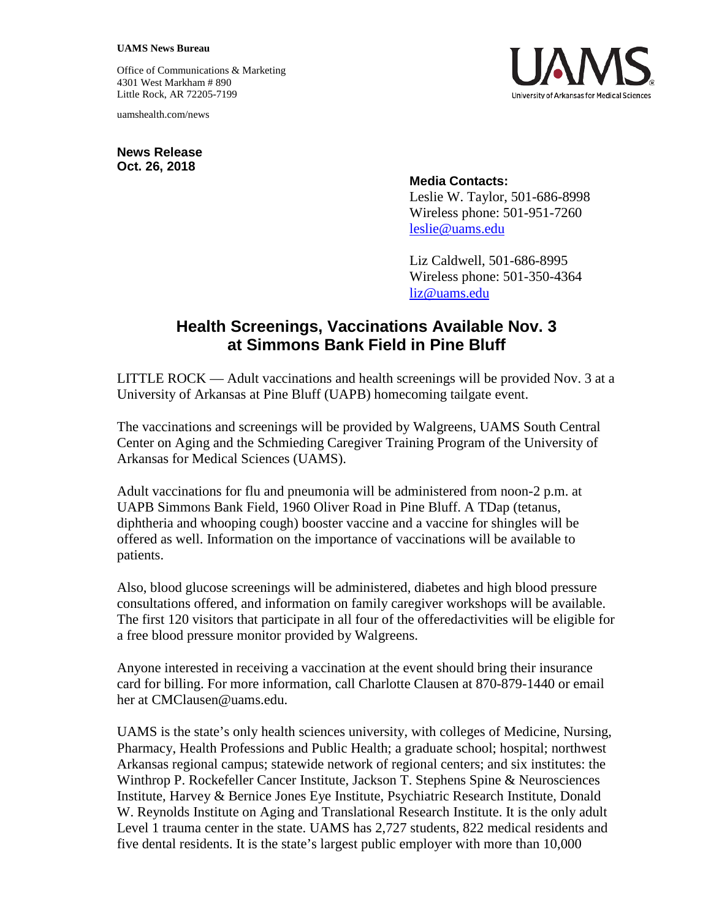**UAMS News Bureau**

Office of Communications & Marketing
4301 West Markham # 890
Little Rock, AR 72205-7199

uamshealth.com/news

**News Release**
**Oct. 26, 2018**

**Media Contacts:**
Leslie W. Taylor, 501-686-8998
Wireless phone: 501-951-7260
leslie@uams.edu

Liz Caldwell, 501-686-8995
Wireless phone: 501-350-4364
liz@uams.edu

# Health Screenings, Vaccinations Available Nov. 3 at Simmons Bank Field in Pine Bluff

LITTLE ROCK — Adult vaccinations and health screenings will be provided Nov. 3 at a University of Arkansas at Pine Bluff (UAPB) homecoming tailgate event.

The vaccinations and screenings will be provided by Walgreens, UAMS South Central Center on Aging and the Schmieding Caregiver Training Program of the University of Arkansas for Medical Sciences (UAMS).

Adult vaccinations for flu and pneumonia will be administered from noon-2 p.m. at UAPB Simmons Bank Field, 1960 Oliver Road in Pine Bluff. A TDap (tetanus, diphtheria and whooping cough) booster vaccine and a vaccine for shingles will be offered as well. Information on the importance of vaccinations will be available to patients.

Also, blood glucose screenings will be administered, diabetes and high blood pressure consultations offered, and information on family caregiver workshops will be available. The first 120 visitors that participate in all four of the offeredactivities will be eligible for a free blood pressure monitor provided by Walgreens.

Anyone interested in receiving a vaccination at the event should bring their insurance card for billing. For more information, call Charlotte Clausen at 870-879-1440 or email her at CMClausen@uams.edu.

UAMS is the state's only health sciences university, with colleges of Medicine, Nursing, Pharmacy, Health Professions and Public Health; a graduate school; hospital; northwest Arkansas regional campus; statewide network of regional centers; and six institutes: the Winthrop P. Rockefeller Cancer Institute, Jackson T. Stephens Spine & Neurosciences Institute, Harvey & Bernice Jones Eye Institute, Psychiatric Research Institute, Donald W. Reynolds Institute on Aging and Translational Research Institute. It is the only adult Level 1 trauma center in the state. UAMS has 2,727 students, 822 medical residents and five dental residents. It is the state's largest public employer with more than 10,000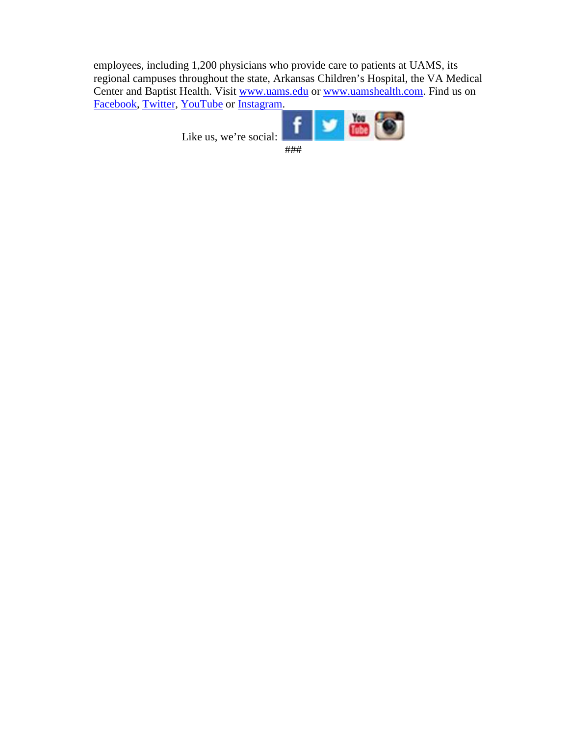employees, including 1,200 physicians who provide care to patients at UAMS, its regional campuses throughout the state, Arkansas Children's Hospital, the VA Medical Center and Baptist Health. Visit www.uams.edu or www.uamshealth.com. Find us on Facebook, Twitter, YouTube or Instagram.

Like us, we're social:

###